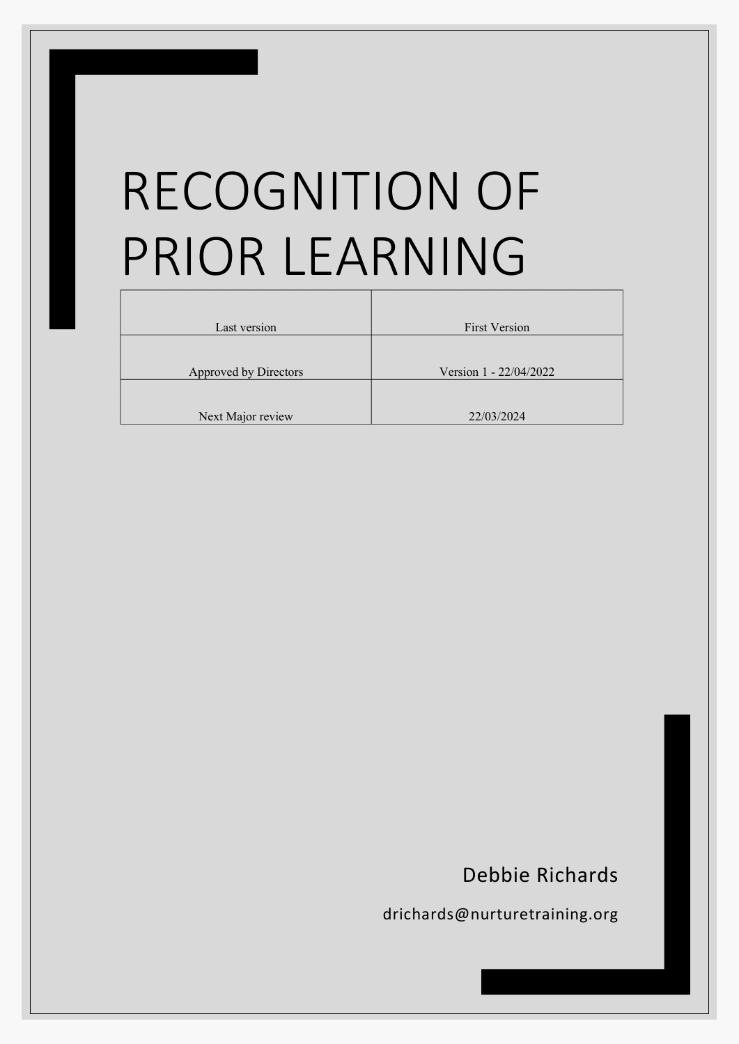# RECOGNITION OF PRIOR LEARNING

| Last version | First Version |
| --- | --- |
| Approved by Directors | Version 1 - 22/04/2022 |
| Next Major review | 22/03/2024 |

Debbie Richards

drichards@nurturetraining.org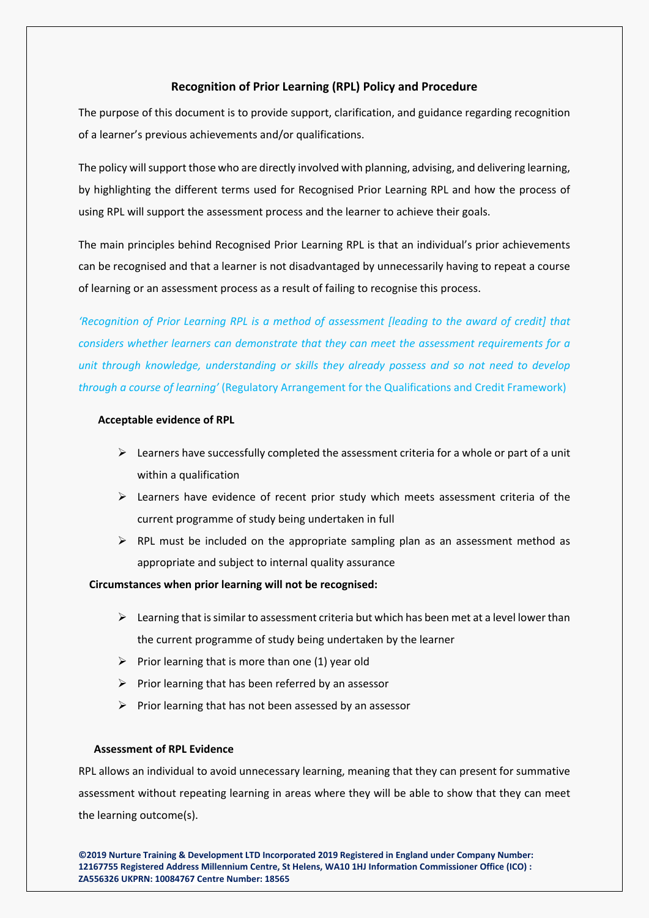## Recognition of Prior Learning (RPL) Policy and Procedure

The purpose of this document is to provide support, clarification, and guidance regarding recognition of a learner's previous achievements and/or qualifications.

The policy will support those who are directly involved with planning, advising, and delivering learning, by highlighting the different terms used for Recognised Prior Learning RPL and how the process of using RPL will support the assessment process and the learner to achieve their goals.

The main principles behind Recognised Prior Learning RPL is that an individual's prior achievements can be recognised and that a learner is not disadvantaged by unnecessarily having to repeat a course of learning or an assessment process as a result of failing to recognise this process.

*'Recognition of Prior Learning RPL is a method of assessment [leading to the award of credit] that considers whether learners can demonstrate that they can meet the assessment requirements for a unit through knowledge, understanding or skills they already possess and so not need to develop through a course of learning'* (Regulatory Arrangement for the Qualifications and Credit Framework)

**Acceptable evidence of RPL**

- Learners have successfully completed the assessment criteria for a whole or part of a unit within a qualification
- Learners have evidence of recent prior study which meets assessment criteria of the current programme of study being undertaken in full
- RPL must be included on the appropriate sampling plan as an assessment method as appropriate and subject to internal quality assurance

**Circumstances when prior learning will not be recognised:**

- Learning that is similar to assessment criteria but which has been met at a level lower than the current programme of study being undertaken by the learner
- Prior learning that is more than one (1) year old
- Prior learning that has been referred by an assessor
- Prior learning that has not been assessed by an assessor

**Assessment of RPL Evidence**

RPL allows an individual to avoid unnecessary learning, meaning that they can present for summative assessment without repeating learning in areas where they will be able to show that they can meet the learning outcome(s).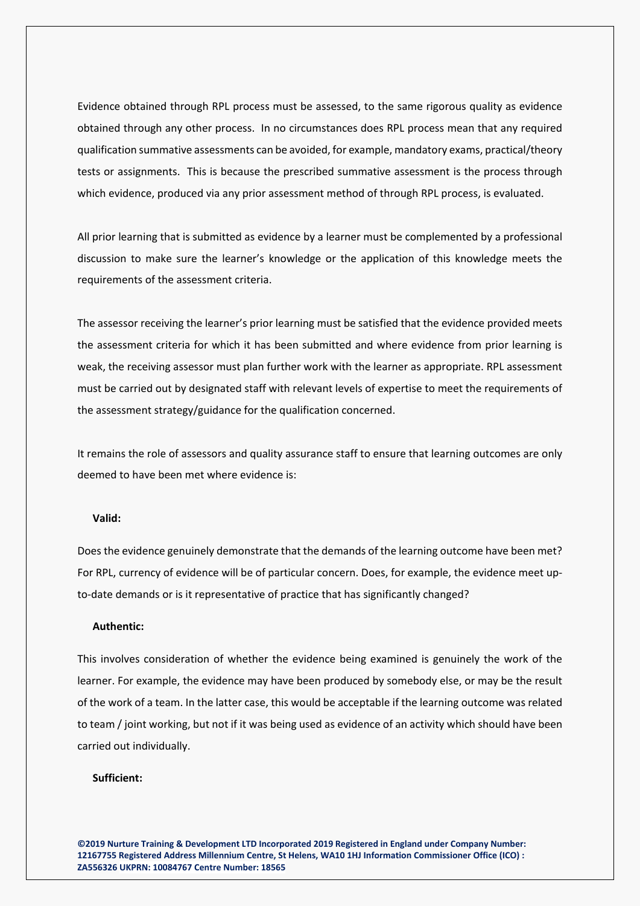Evidence obtained through RPL process must be assessed, to the same rigorous quality as evidence obtained through any other process. In no circumstances does RPL process mean that any required qualification summative assessments can be avoided, for example, mandatory exams, practical/theory tests or assignments. This is because the prescribed summative assessment is the process through which evidence, produced via any prior assessment method of through RPL process, is evaluated.

All prior learning that is submitted as evidence by a learner must be complemented by a professional discussion to make sure the learner's knowledge or the application of this knowledge meets the requirements of the assessment criteria.

The assessor receiving the learner's prior learning must be satisfied that the evidence provided meets the assessment criteria for which it has been submitted and where evidence from prior learning is weak, the receiving assessor must plan further work with the learner as appropriate. RPL assessment must be carried out by designated staff with relevant levels of expertise to meet the requirements of the assessment strategy/guidance for the qualification concerned.

It remains the role of assessors and quality assurance staff to ensure that learning outcomes are only deemed to have been met where evidence is:

**Valid:**

Does the evidence genuinely demonstrate that the demands of the learning outcome have been met? For RPL, currency of evidence will be of particular concern. Does, for example, the evidence meet up-to-date demands or is it representative of practice that has significantly changed?

**Authentic:**

This involves consideration of whether the evidence being examined is genuinely the work of the learner. For example, the evidence may have been produced by somebody else, or may be the result of the work of a team. In the latter case, this would be acceptable if the learning outcome was related to team / joint working, but not if it was being used as evidence of an activity which should have been carried out individually.

**Sufficient:**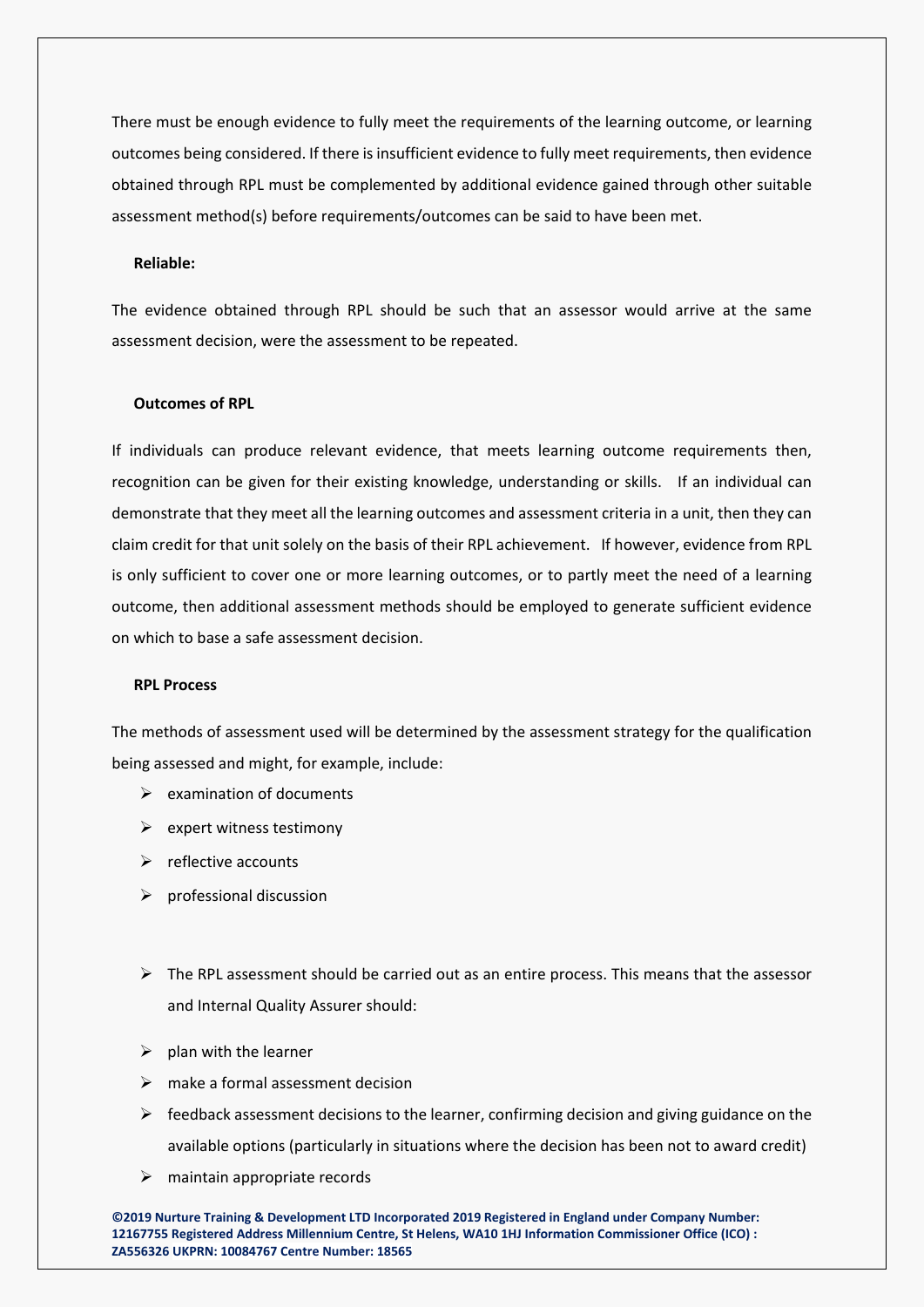There must be enough evidence to fully meet the requirements of the learning outcome, or learning outcomes being considered. If there is insufficient evidence to fully meet requirements, then evidence obtained through RPL must be complemented by additional evidence gained through other suitable assessment method(s) before requirements/outcomes can be said to have been met.

**Reliable:**

The evidence obtained through RPL should be such that an assessor would arrive at the same assessment decision, were the assessment to be repeated.

**Outcomes of RPL**

If individuals can produce relevant evidence, that meets learning outcome requirements then, recognition can be given for their existing knowledge, understanding or skills. If an individual can demonstrate that they meet all the learning outcomes and assessment criteria in a unit, then they can claim credit for that unit solely on the basis of their RPL achievement. If however, evidence from RPL is only sufficient to cover one or more learning outcomes, or to partly meet the need of a learning outcome, then additional assessment methods should be employed to generate sufficient evidence on which to base a safe assessment decision.

**RPL Process**

The methods of assessment used will be determined by the assessment strategy for the qualification being assessed and might, for example, include:

- examination of documents
- expert witness testimony
- reflective accounts
- professional discussion

- The RPL assessment should be carried out as an entire process. This means that the assessor and Internal Quality Assurer should:

- plan with the learner
- make a formal assessment decision
- feedback assessment decisions to the learner, confirming decision and giving guidance on the available options (particularly in situations where the decision has been not to award credit)
- maintain appropriate records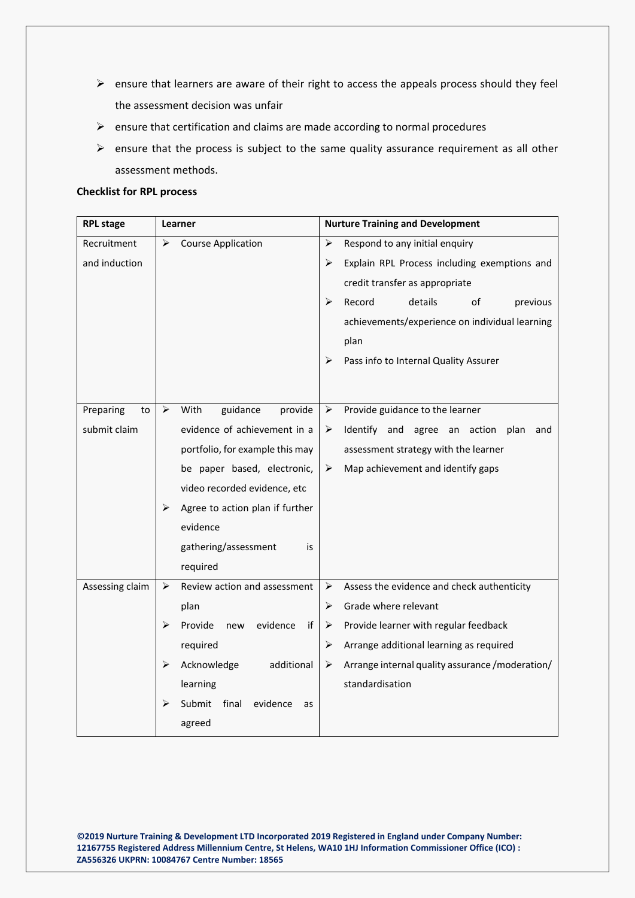- ensure that learners are aware of their right to access the appeals process should they feel the assessment decision was unfair
- ensure that certification and claims are made according to normal procedures
- ensure that the process is subject to the same quality assurance requirement as all other assessment methods.

**Checklist for RPL process**

| RPL stage | Learner | Nurture Training and Development |
|---|---|---|
| Recruitment and induction | ➢ Course Application | ➢ Respond to any initial enquiry<br>➢ Explain RPL Process including exemptions and credit transfer as appropriate<br>➢ Record details of previous achievements/experience on individual learning plan<br>➢ Pass info to Internal Quality Assurer |
| Preparing to submit claim | ➢ With guidance provide evidence of achievement in a portfolio, for example this may be paper based, electronic, video recorded evidence, etc<br>➢ Agree to action plan if further evidence gathering/assessment is required | ➢ Provide guidance to the learner<br>➢ Identify and agree an action plan and assessment strategy with the learner<br>➢ Map achievement and identify gaps |
| Assessing claim | ➢ Review action and assessment plan<br>➢ Provide new evidence if required<br>➢ Acknowledge additional learning<br>➢ Submit final evidence as agreed | ➢ Assess the evidence and check authenticity<br>➢ Grade where relevant<br>➢ Provide learner with regular feedback<br>➢ Arrange additional learning as required<br>➢ Arrange internal quality assurance /moderation/ standardisation |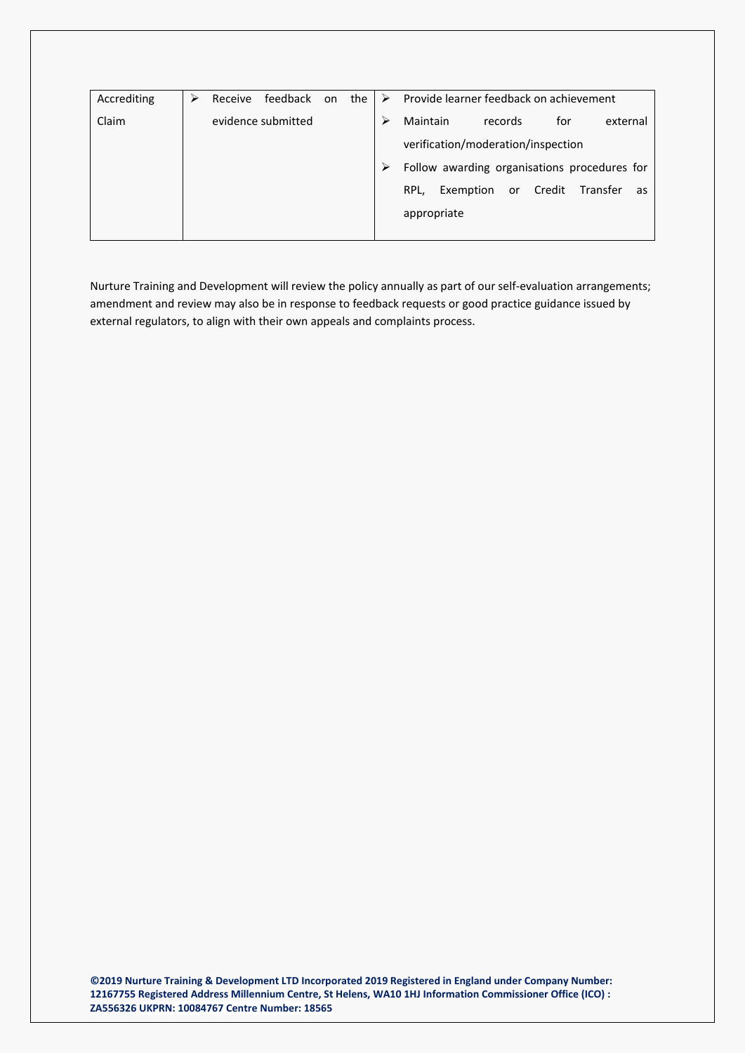| | | |
|---|---|---|
| Accrediting Claim | ➢ Receive feedback on the evidence submitted | ➢ Provide learner feedback on achievement<br>➢ Maintain records for external verification/moderation/inspection<br>➢ Follow awarding organisations procedures for RPL, Exemption or Credit Transfer as appropriate |

Nurture Training and Development will review the policy annually as part of our self-evaluation arrangements; amendment and review may also be in response to feedback requests or good practice guidance issued by external regulators, to align with their own appeals and complaints process.

**©2019 Nurture Training & Development LTD Incorporated 2019 Registered in England under Company Number: 12167755 Registered Address Millennium Centre, St Helens, WA10 1HJ Information Commissioner Office (ICO) : ZA556326 UKPRN: 10084767 Centre Number: 18565**